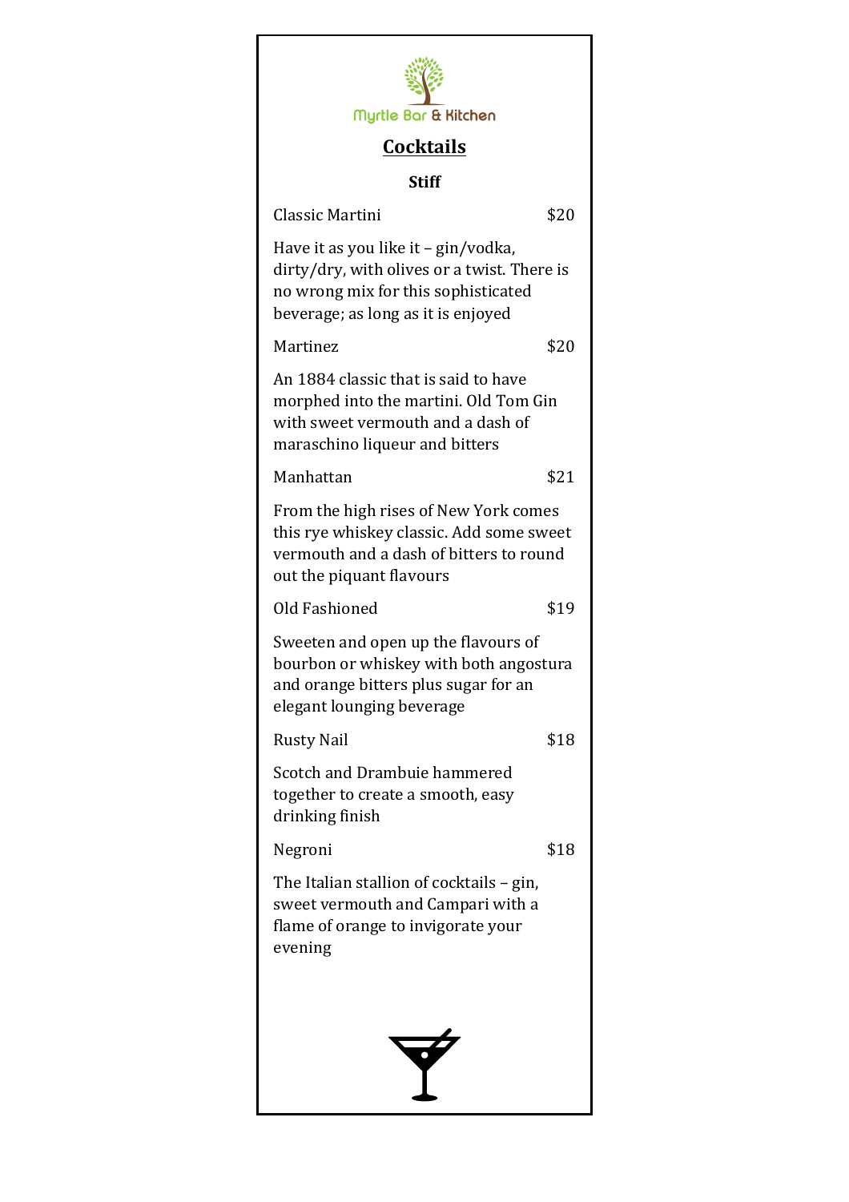Myrtle Bar & Kitchen

# Cocktails

### Stiff

Classic Martini $20

Have it as you like it – gin/vodka, dirty/dry, with olives or a twist. There is no wrong mix for this sophisticated beverage; as long as it is enjoyed

Martinez $20

An 1884 classic that is said to have morphed into the martini. Old Tom Gin with sweet vermouth and a dash of maraschino liqueur and bitters

Manhattan $21

From the high rises of New York comes this rye whiskey classic. Add some sweet vermouth and a dash of bitters to round out the piquant flavours

Old Fashioned $19

Sweeten and open up the flavours of bourbon or whiskey with both angostura and orange bitters plus sugar for an elegant lounging beverage

Rusty Nail $18

Scotch and Drambuie hammered together to create a smooth, easy drinking finish

Negroni $18

The Italian stallion of cocktails – gin, sweet vermouth and Campari with a flame of orange to invigorate your evening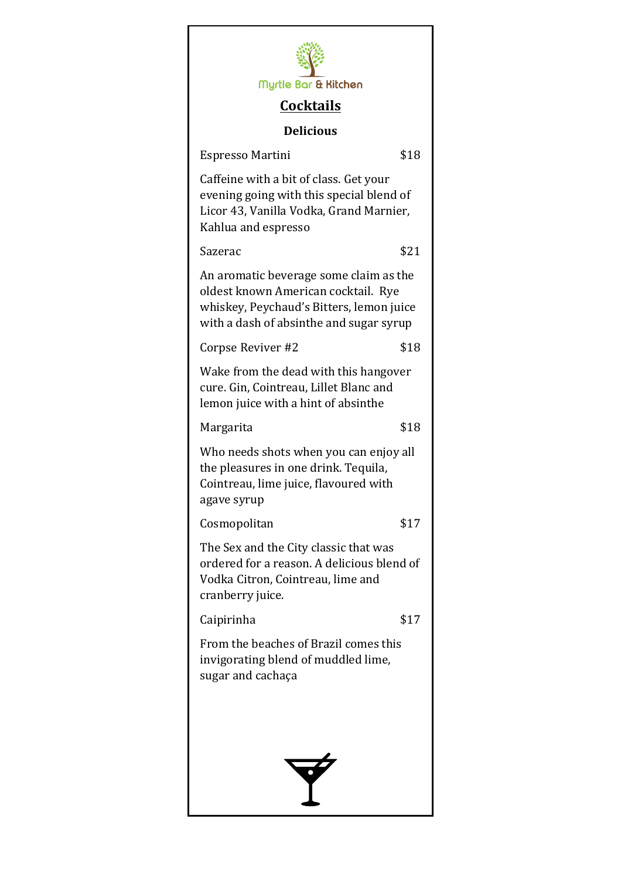Myrtle Bar & Kitchen

# Cocktails

## Delicious

**Espresso Martini** $18

Caffeine with a bit of class. Get your evening going with this special blend of Licor 43, Vanilla Vodka, Grand Marnier, Kahlua and espresso

**Sazerac** $21

An aromatic beverage some claim as the oldest known American cocktail. Rye whiskey, Peychaud's Bitters, lemon juice with a dash of absinthe and sugar syrup

**Corpse Reviver #2** $18

Wake from the dead with this hangover cure. Gin, Cointreau, Lillet Blanc and lemon juice with a hint of absinthe

**Margarita** $18

Who needs shots when you can enjoy all the pleasures in one drink. Tequila, Cointreau, lime juice, flavoured with agave syrup

**Cosmopolitan** $17

The Sex and the City classic that was ordered for a reason. A delicious blend of Vodka Citron, Cointreau, lime and cranberry juice.

**Caipirinha** $17

From the beaches of Brazil comes this invigorating blend of muddled lime, sugar and cachaça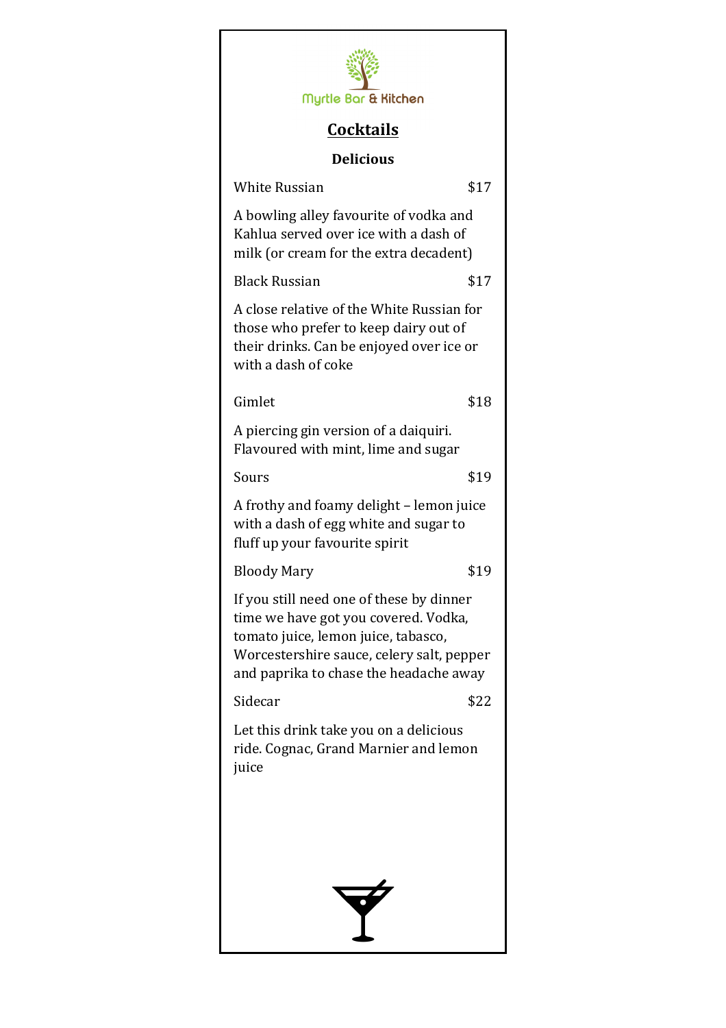Myrtle Bar & Kitchen

# Cocktails

### Delicious

White Russian $17

A bowling alley favourite of vodka and Kahlua served over ice with a dash of milk (or cream for the extra decadent)

Black Russian $17

A close relative of the White Russian for those who prefer to keep dairy out of their drinks. Can be enjoyed over ice or with a dash of coke

Gimlet $18

A piercing gin version of a daiquiri. Flavoured with mint, lime and sugar

Sours $19

A frothy and foamy delight – lemon juice with a dash of egg white and sugar to fluff up your favourite spirit

Bloody Mary $19

If you still need one of these by dinner time we have got you covered. Vodka, tomato juice, lemon juice, tabasco, Worcestershire sauce, celery salt, pepper and paprika to chase the headache away

Sidecar $22

Let this drink take you on a delicious ride. Cognac, Grand Marnier and lemon juice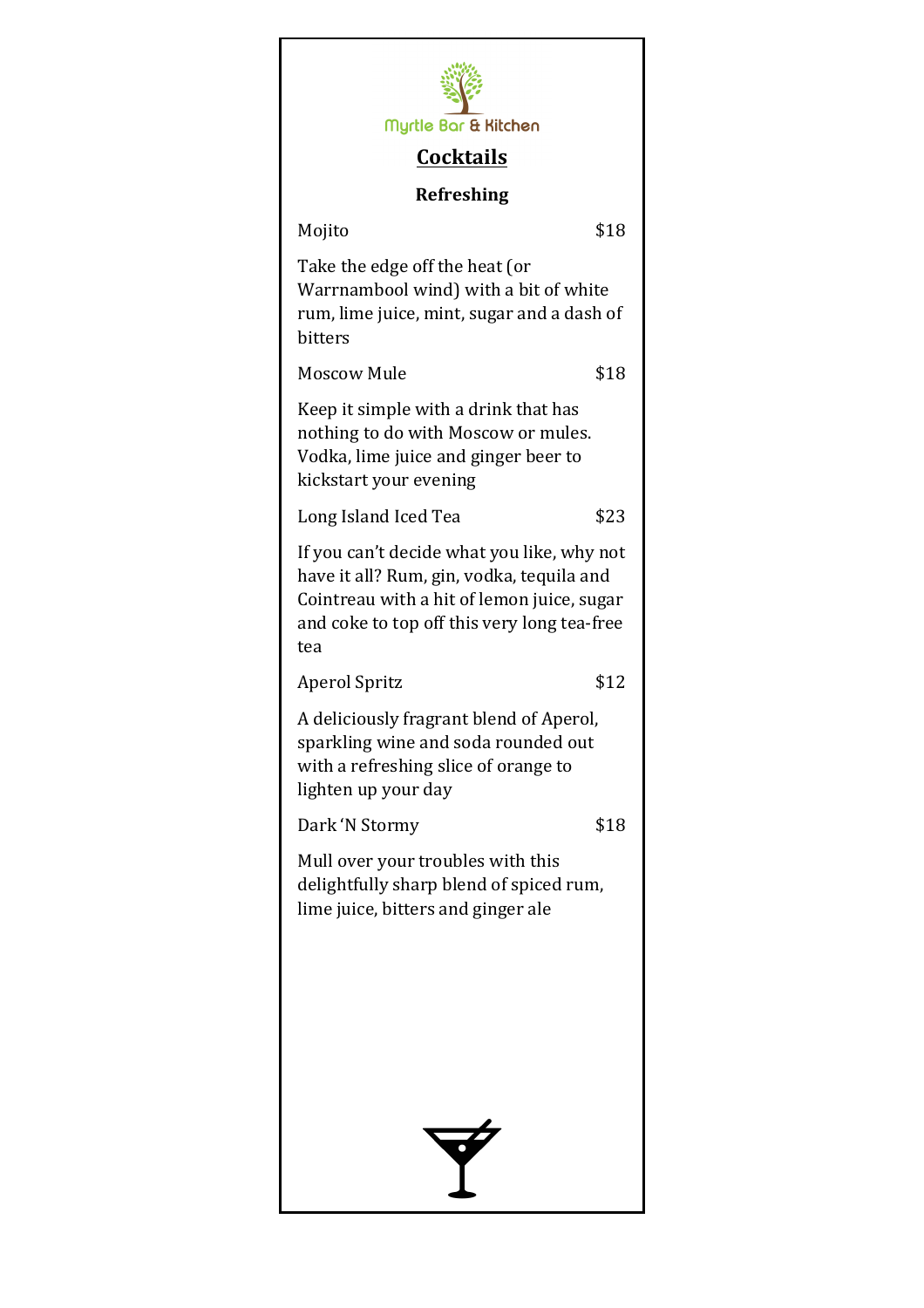Myrtle Bar & Kitchen

# Cocktails

## Refreshing

Mojito $18

Take the edge off the heat (or Warrnambool wind) with a bit of white rum, lime juice, mint, sugar and a dash of bitters

Moscow Mule $18

Keep it simple with a drink that has nothing to do with Moscow or mules. Vodka, lime juice and ginger beer to kickstart your evening

Long Island Iced Tea $23

If you can't decide what you like, why not have it all? Rum, gin, vodka, tequila and Cointreau with a hit of lemon juice, sugar and coke to top off this very long tea-free tea

Aperol Spritz $12

A deliciously fragrant blend of Aperol, sparkling wine and soda rounded out with a refreshing slice of orange to lighten up your day

Dark 'N Stormy $18

Mull over your troubles with this delightfully sharp blend of spiced rum, lime juice, bitters and ginger ale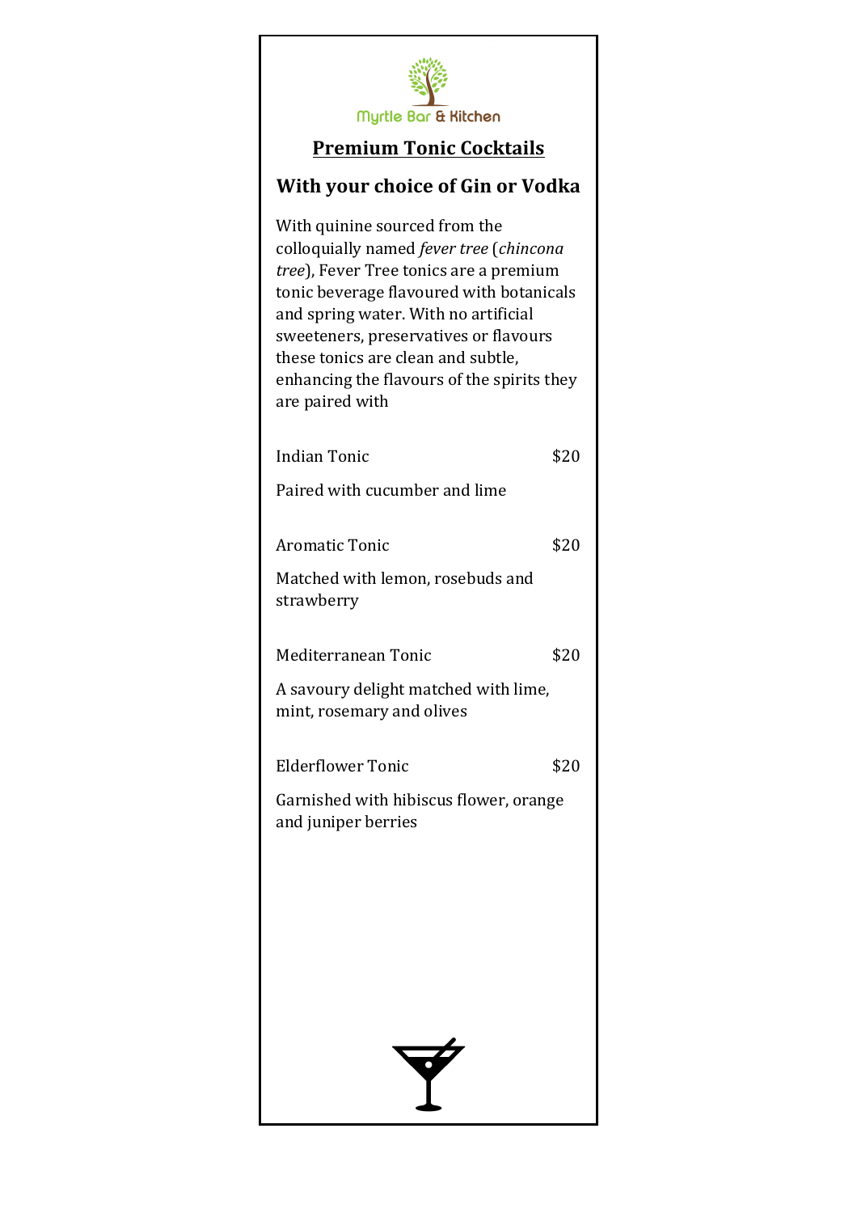Myrtle Bar & Kitchen

## Premium Tonic Cocktails

### With your choice of Gin or Vodka

With quinine sourced from the colloquially named *fever tree* (*chincona tree*), Fever Tree tonics are a premium tonic beverage flavoured with botanicals and spring water. With no artificial sweeteners, preservatives or flavours these tonics are clean and subtle, enhancing the flavours of the spirits they are paired with

Indian Tonic $20

Paired with cucumber and lime

Aromatic Tonic $20

Matched with lemon, rosebuds and strawberry

Mediterranean Tonic $20

A savoury delight matched with lime, mint, rosemary and olives

Elderflower Tonic $20

Garnished with hibiscus flower, orange and juniper berries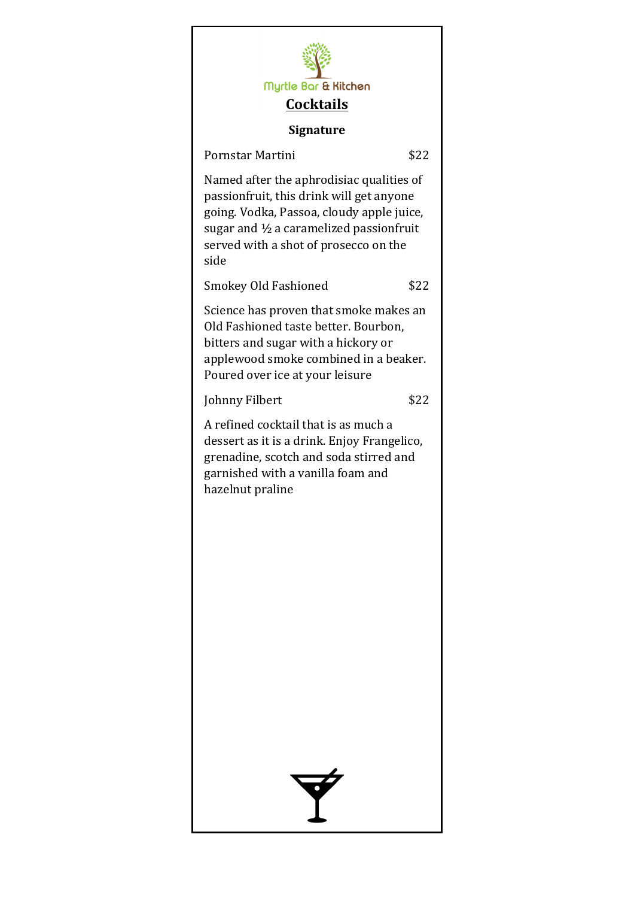Myrtle Bar & Kitchen

# Cocktails

## Signature

Pornstar Martini $22

Named after the aphrodisiac qualities of passionfruit, this drink will get anyone going. Vodka, Passoa, cloudy apple juice, sugar and ½ a caramelized passionfruit served with a shot of prosecco on the side

Smokey Old Fashioned $22

Science has proven that smoke makes an Old Fashioned taste better. Bourbon, bitters and sugar with a hickory or applewood smoke combined in a beaker. Poured over ice at your leisure

Johnny Filbert $22

A refined cocktail that is as much a dessert as it is a drink. Enjoy Frangelico, grenadine, scotch and soda stirred and garnished with a vanilla foam and hazelnut praline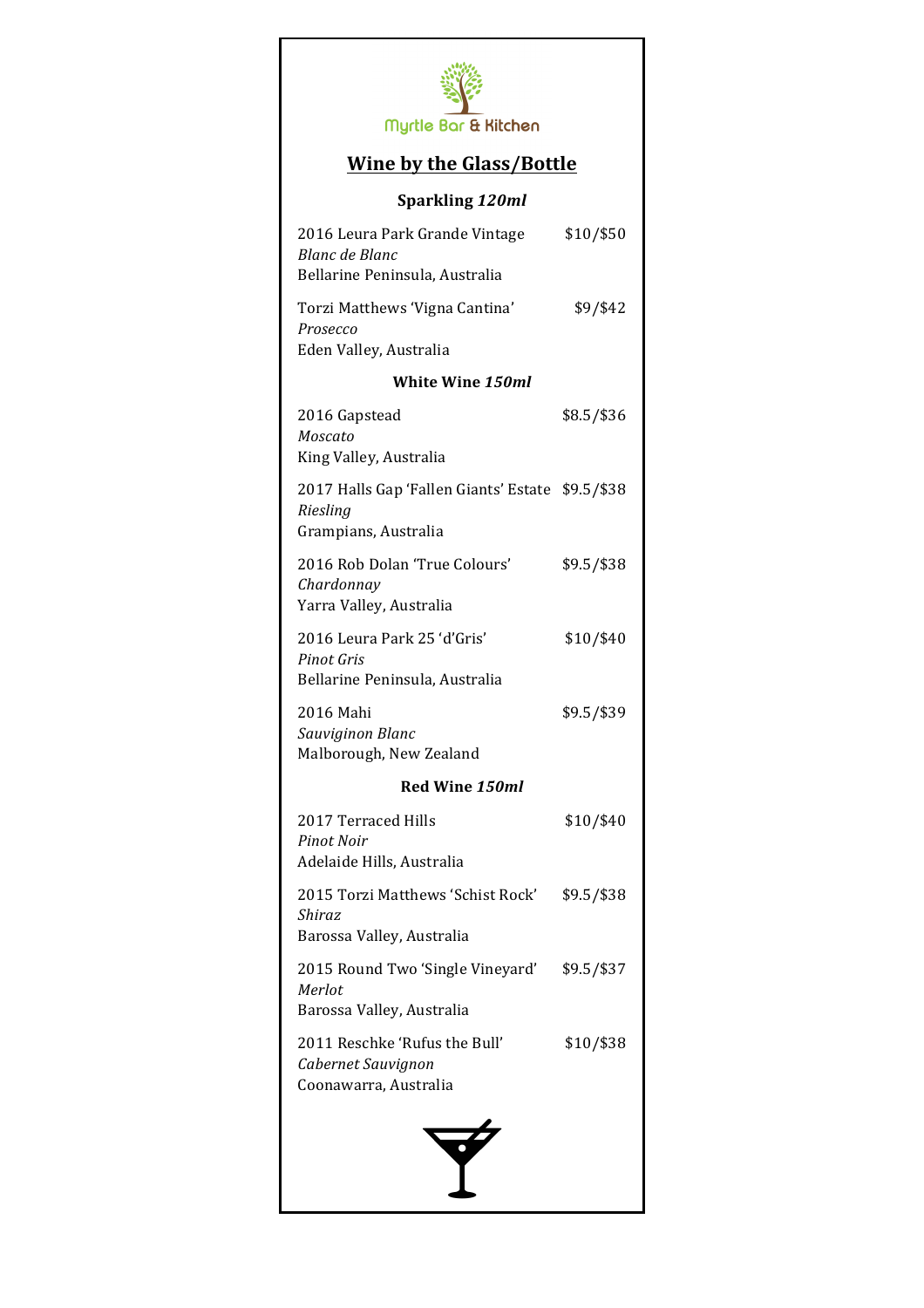Myrtle Bar & Kitchen

# Wine by the Glass/Bottle

## Sparkling *120ml*

2016 Leura Park Grande Vintage — $10/$50
*Blanc de Blanc*
Bellarine Peninsula, Australia

Torzi Matthews 'Vigna Cantina' — $9/$42
*Prosecco*
Eden Valley, Australia

## White Wine *150ml*

2016 Gapstead — $8.5/$36
*Moscato*
King Valley, Australia

2017 Halls Gap 'Fallen Giants' Estate — $9.5/$38
*Riesling*
Grampians, Australia

2016 Rob Dolan 'True Colours' — $9.5/$38
*Chardonnay*
Yarra Valley, Australia

2016 Leura Park 25 'd'Gris' — $10/$40
*Pinot Gris*
Bellarine Peninsula, Australia

2016 Mahi — $9.5/$39
*Sauviginon Blanc*
Malborough, New Zealand

## Red Wine *150ml*

2017 Terraced Hills — $10/$40
*Pinot Noir*
Adelaide Hills, Australia

2015 Torzi Matthews 'Schist Rock' — $9.5/$38
*Shiraz*
Barossa Valley, Australia

2015 Round Two 'Single Vineyard' — $9.5/$37
*Merlot*
Barossa Valley, Australia

2011 Reschke 'Rufus the Bull' — $10/$38
*Cabernet Sauvignon*
Coonawarra, Australia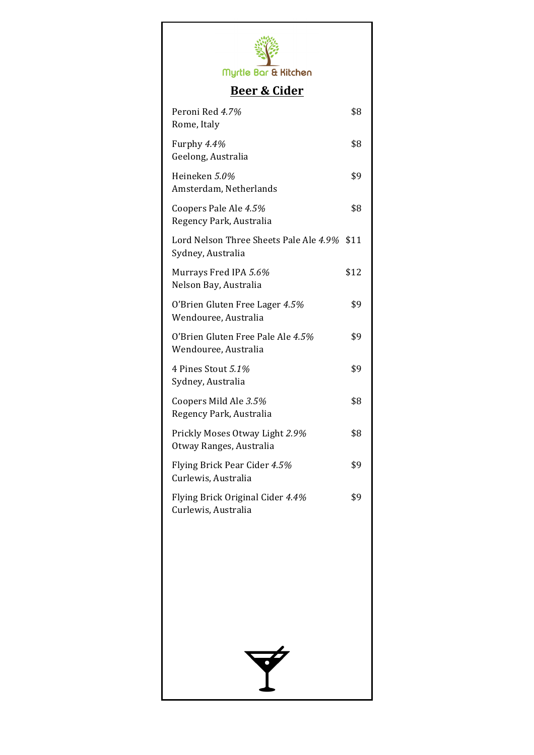Myrtle Bar & Kitchen

## Beer & Cider

Peroni Red *4.7%* — $8
Rome, Italy

Furphy *4.4%* — $8
Geelong, Australia

Heineken *5.0%* — $9
Amsterdam, Netherlands

Coopers Pale Ale *4.5%* — $8
Regency Park, Australia

Lord Nelson Three Sheets Pale Ale *4.9%* — $11
Sydney, Australia

Murrays Fred IPA *5.6%* — $12
Nelson Bay, Australia

O'Brien Gluten Free Lager *4.5%* — $9
Wendouree, Australia

O'Brien Gluten Free Pale Ale *4.5%* — $9
Wendouree, Australia

4 Pines Stout *5.1%* — $9
Sydney, Australia

Coopers Mild Ale *3.5%* — $8
Regency Park, Australia

Prickly Moses Otway Light *2.9%* — $8
Otway Ranges, Australia

Flying Brick Pear Cider *4.5%* — $9
Curlewis, Australia

Flying Brick Original Cider *4.4%* — $9
Curlewis, Australia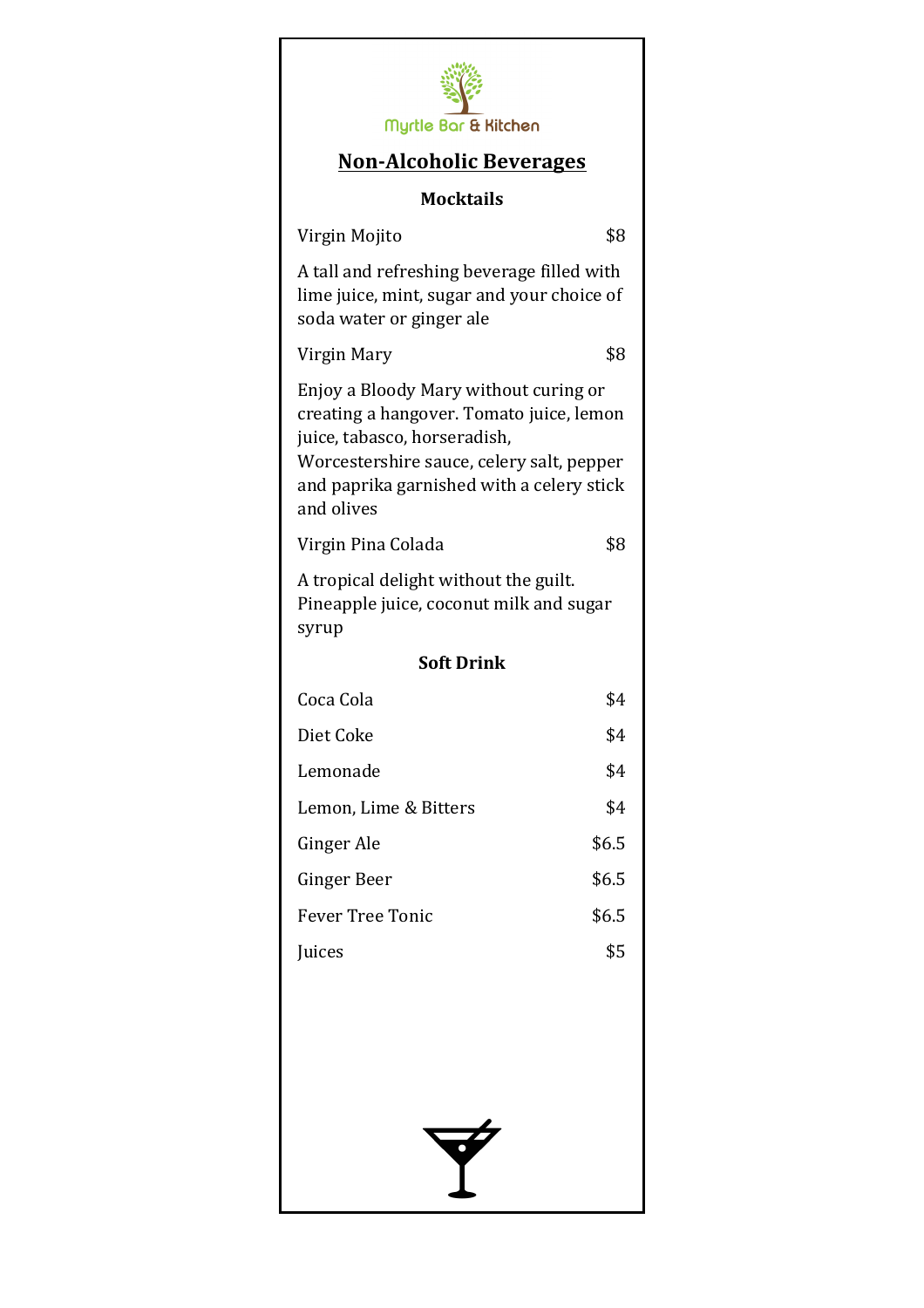Myrtle Bar & Kitchen

# Non-Alcoholic Beverages

## Mocktails

**Virgin Mojito** — $8

A tall and refreshing beverage filled with lime juice, mint, sugar and your choice of soda water or ginger ale

**Virgin Mary** — $8

Enjoy a Bloody Mary without curing or creating a hangover. Tomato juice, lemon juice, tabasco, horseradish, Worcestershire sauce, celery salt, pepper and paprika garnished with a celery stick and olives

**Virgin Pina Colada** — $8

A tropical delight without the guilt. Pineapple juice, coconut milk and sugar syrup

## Soft Drink

| Item | Price |
|---|---|
| Coca Cola | $4 |
| Diet Coke | $4 |
| Lemonade | $4 |
| Lemon, Lime & Bitters | $4 |
| Ginger Ale | $6.5 |
| Ginger Beer | $6.5 |
| Fever Tree Tonic | $6.5 |
| Juices | $5 |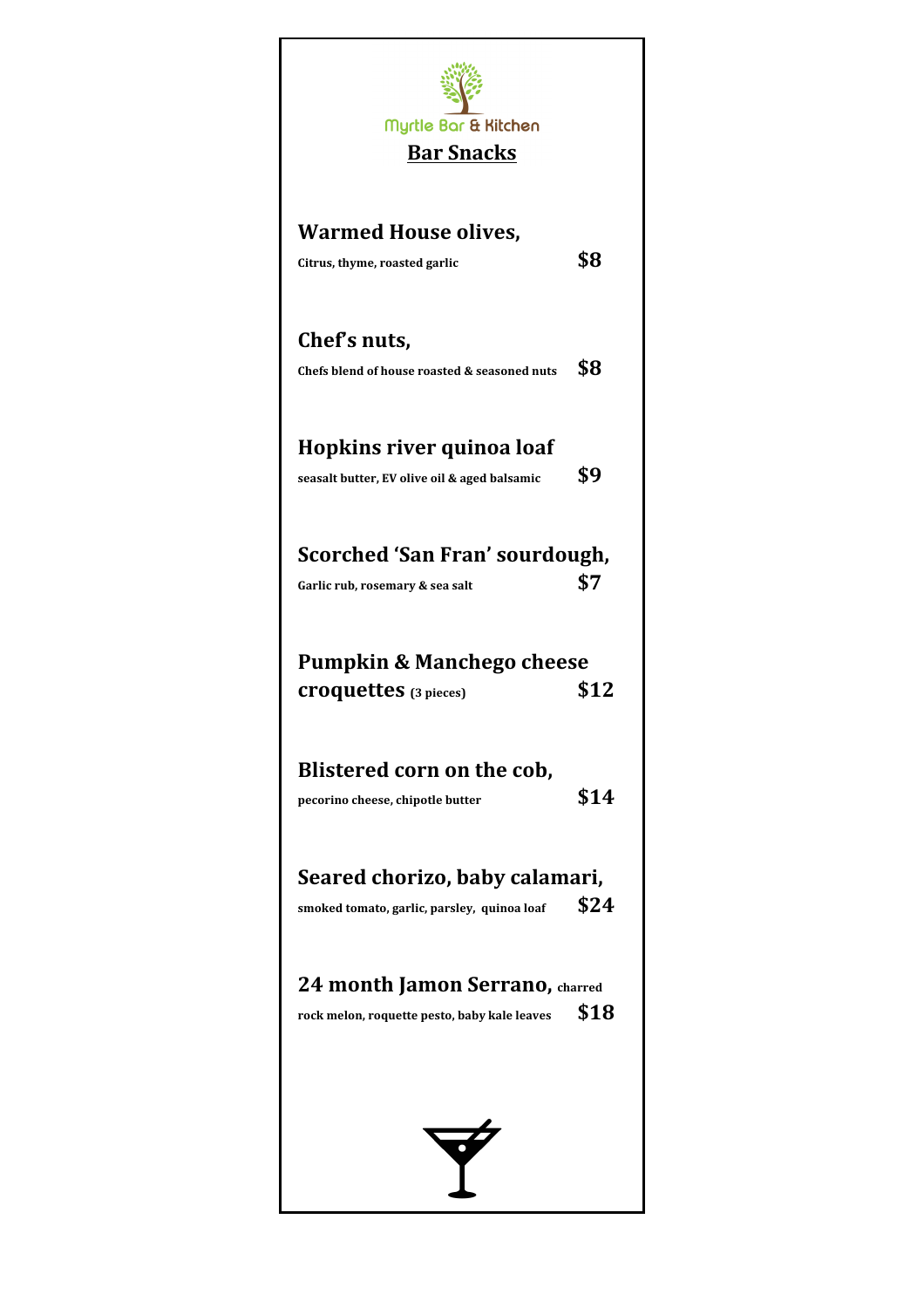Myrtle Bar & Kitchen

## Bar Snacks

**Warmed House olives,**
**Citrus, thyme, roasted garlic** **$8**

**Chef's nuts,**
**Chefs blend of house roasted & seasoned nuts** **$8**

**Hopkins river quinoa loaf**
**seasalt butter, EV olive oil & aged balsamic** **$9**

**Scorched 'San Fran' sourdough,**
**Garlic rub, rosemary & sea salt** **$7**

**Pumpkin & Manchego cheese croquettes (3 pieces)** **$12**

**Blistered corn on the cob,**
**pecorino cheese, chipotle butter** **$14**

**Seared chorizo, baby calamari,**
**smoked tomato, garlic, parsley, quinoa loaf** **$24**

**24 month Jamon Serrano, charred rock melon, roquette pesto, baby kale leaves** **$18**